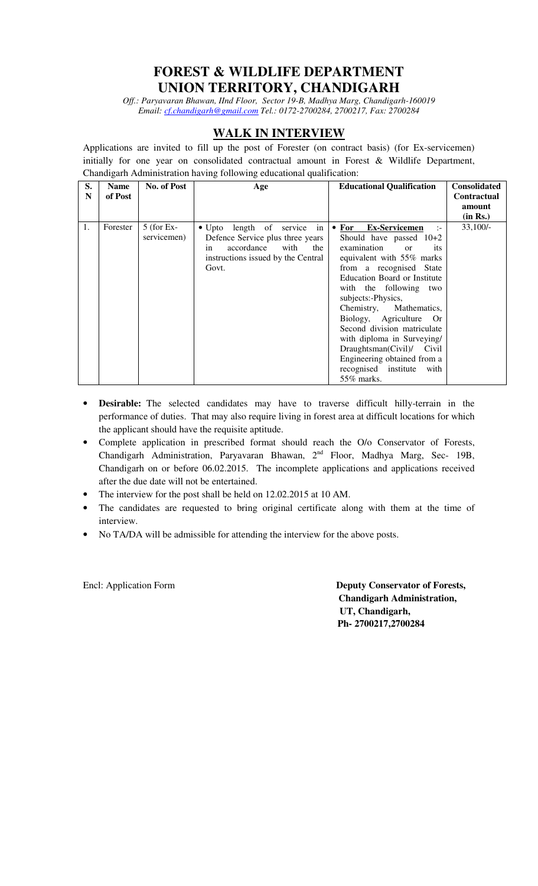# FOREST & WILDLIFE DEPARTMENT
# UNION TERRITORY, CHANDIGARH

*Off.: Paryavaran Bhawan, IInd Floor, Sector 19-B, Madhya Marg, Chandigarh-160019*
*Email: cf.chandigarh@gmail.com Tel.: 0172-2700284, 2700217, Fax: 2700284*

## WALK IN INTERVIEW

Applications are invited to fill up the post of Forester (on contract basis) (for Ex-servicemen) initially for one year on consolidated contractual amount in Forest & Wildlife Department, Chandigarh Administration having following educational qualification:

| S. N | Name of Post | No. of Post | Age | Educational Qualification | Consolidated Contractual amount (in Rs.) |
|---|---|---|---|---|---|
| 1. | Forester | 5 (for Ex-servicemen) | • Upto length of service in Defence Service plus three years in accordance with the instructions issued by the Central Govt. | • **For Ex-Servicemen** :- Should have passed 10+2 examination or its equivalent with 55% marks from a recognised State Education Board or Institute with the following two subjects:-Physics, Chemistry, Mathematics, Biology, Agriculture Or Second division matriculate with diploma in Surveying/ Draughtsman(Civil)/ Civil Engineering obtained from a recognised institute with 55% marks. | 33,100/- |

- **Desirable:** The selected candidates may have to traverse difficult hilly-terrain in the performance of duties. That may also require living in forest area at difficult locations for which the applicant should have the requisite aptitude.
- Complete application in prescribed format should reach the O/o Conservator of Forests, Chandigarh Administration, Paryavaran Bhawan, 2nd Floor, Madhya Marg, Sec- 19B, Chandigarh on or before 06.02.2015. The incomplete applications and applications received after the due date will not be entertained.
- The interview for the post shall be held on 12.02.2015 at 10 AM.
- The candidates are requested to bring original certificate along with them at the time of interview.
- No TA/DA will be admissible for attending the interview for the above posts.

Encl: Application Form

**Deputy Conservator of Forests,**
**Chandigarh Administration,**
**UT, Chandigarh,**
**Ph- 2700217,2700284**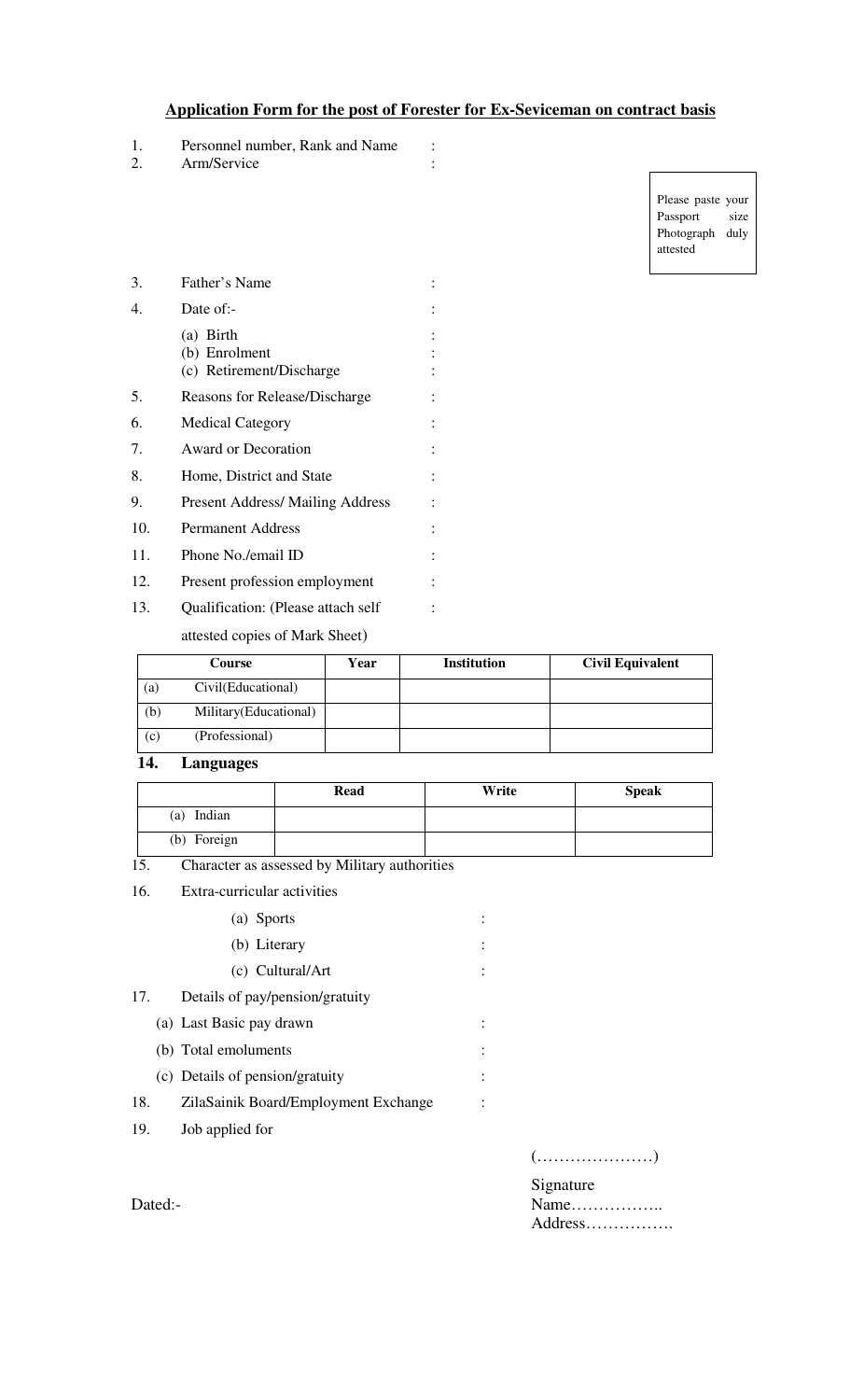**Application Form for the post of Forester for Ex-Seviceman on contract basis**

1. Personnel number, Rank and Name :
2. Arm/Service :

Please paste your Passport size Photograph duly attested

3. Father's Name :
4. Date of:- :
   (a) Birth :
   (b) Enrolment :
   (c) Retirement/Discharge :
5. Reasons for Release/Discharge :
6. Medical Category :
7. Award or Decoration :
8. Home, District and State :
9. Present Address/ Mailing Address :
10. Permanent Address :
11. Phone No./email ID :
12. Present profession employment :
13. Qualification: (Please attach self attested copies of Mark Sheet) :

| | Course | Year | Institution | Civil Equivalent |
|---|---|---|---|---|
| (a) | Civil(Educational) | | | |
| (b) | Military(Educational) | | | |
| (c) | (Professional) | | | |

**14. Languages**

| | Read | Write | Speak |
|---|---|---|---|
| (a) Indian | | | |
| (b) Foreign | | | |

15. Character as assessed by Military authorities
16. Extra-curricular activities
    (a) Sports :
    (b) Literary :
    (c) Cultural/Art :
17. Details of pay/pension/gratuity
    (a) Last Basic pay drawn :
    (b) Total emoluments :
    (c) Details of pension/gratuity :
18. ZilaSainik Board/Employment Exchange :
19. Job applied for

(…………………)

Signature

Dated:-

Name……………..

Address…………….